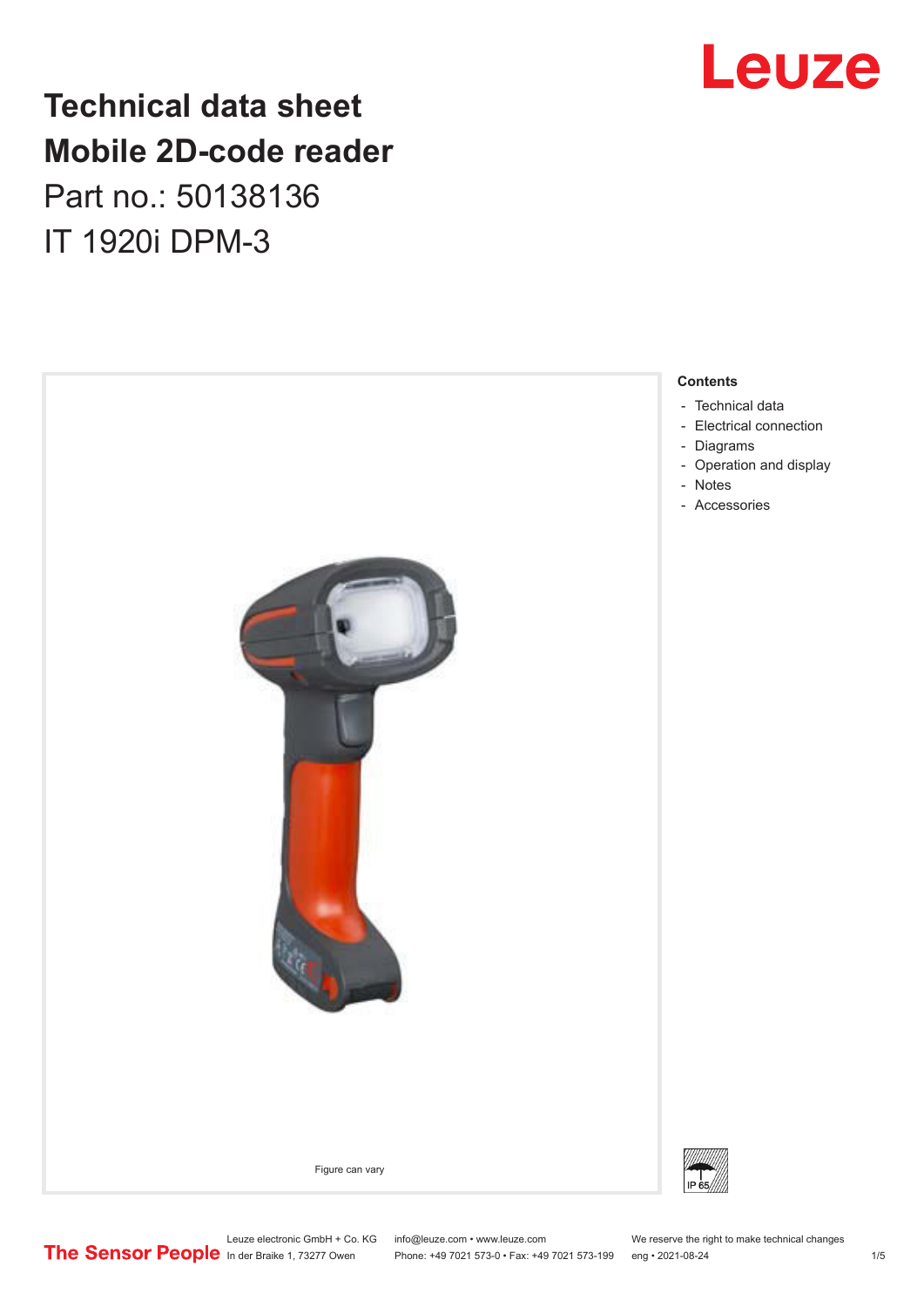# Technical data sheet
# Mobile 2D-code reader

Part no.: 50138136

IT 1920i DPM-3

Figure can vary

**Contents**

- Technical data
- Electrical connection
- Diagrams
- Operation and display
- Notes
- Accessories

IP 65

Leuze electronic GmbH + Co. KG
In der Braike 1, 73277 Owen

info@leuze.com • www.leuze.com
Phone: +49 7021 573-0 • Fax: +49 7021 573-199

We reserve the right to make technical changes
eng • 2021-08-24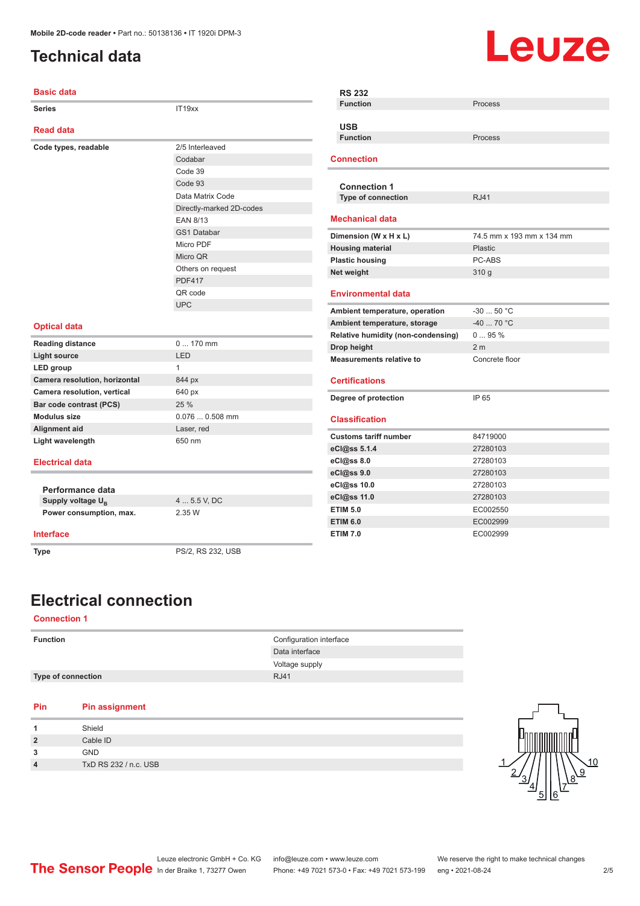# Technical data

## Basic data

| | |
|---|---|
| Series | IT19xx |

## Read data

| | |
|---|---|
| Code types, readable | 2/5 Interleaved |
| | Codabar |
| | Code 39 |
| | Code 93 |
| | Data Matrix Code |
| | Directly-marked 2D-codes |
| | EAN 8/13 |
| | GS1 Databar |
| | Micro PDF |
| | Micro QR |
| | Others on request |
| | PDF417 |
| | QR code |
| | UPC |

## Optical data

| | |
|---|---|
| Reading distance | 0 ... 170 mm |
| Light source | LED |
| LED group | 1 |
| Camera resolution, horizontal | 844 px |
| Camera resolution, vertical | 640 px |
| Bar code contrast (PCS) | 25 % |
| Modulus size | 0.076 ... 0.508 mm |
| Alignment aid | Laser, red |
| Light wavelength | 650 nm |

## Electrical data

### Performance data

| | |
|---|---|
| Supply voltage $U_B$ | 4 ... 5.5 V, DC |
| Power consumption, max. | 2.35 W |

## Interface

| | |
|---|---|
| Type | PS/2, RS 232, USB |

### RS 232

| | |
|---|---|
| Function | Process |

### USB

| | |
|---|---|
| Function | Process |

## Connection

### Connection 1

| | |
|---|---|
| Type of connection | RJ41 |

## Mechanical data

| | |
|---|---|
| Dimension (W x H x L) | 74.5 mm x 193 mm x 134 mm |
| Housing material | Plastic |
| Plastic housing | PC-ABS |
| Net weight | 310 g |

## Environmental data

| | |
|---|---|
| Ambient temperature, operation | -30 ... 50 °C |
| Ambient temperature, storage | -40 ... 70 °C |
| Relative humidity (non-condensing) | 0 ... 95 % |
| Drop height | 2 m |
| Measurements relative to | Concrete floor |

## Certifications

| | |
|---|---|
| Degree of protection | IP 65 |

## Classification

| | |
|---|---|
| Customs tariff number | 84719000 |
| eCl@ss 5.1.4 | 27280103 |
| eCl@ss 8.0 | 27280103 |
| eCl@ss 9.0 | 27280103 |
| eCl@ss 10.0 | 27280103 |
| eCl@ss 11.0 | 27280103 |
| ETIM 5.0 | EC002550 |
| ETIM 6.0 | EC002999 |
| ETIM 7.0 | EC002999 |

# Electrical connection

## Connection 1

| | |
|---|---|
| Function | Configuration interface |
| | Data interface |
| | Voltage supply |
| Type of connection | RJ41 |

| Pin | Pin assignment |
|---|---|
| 1 | Shield |
| 2 | Cable ID |
| 3 | GND |
| 4 | TxD RS 232 / n.c. USB |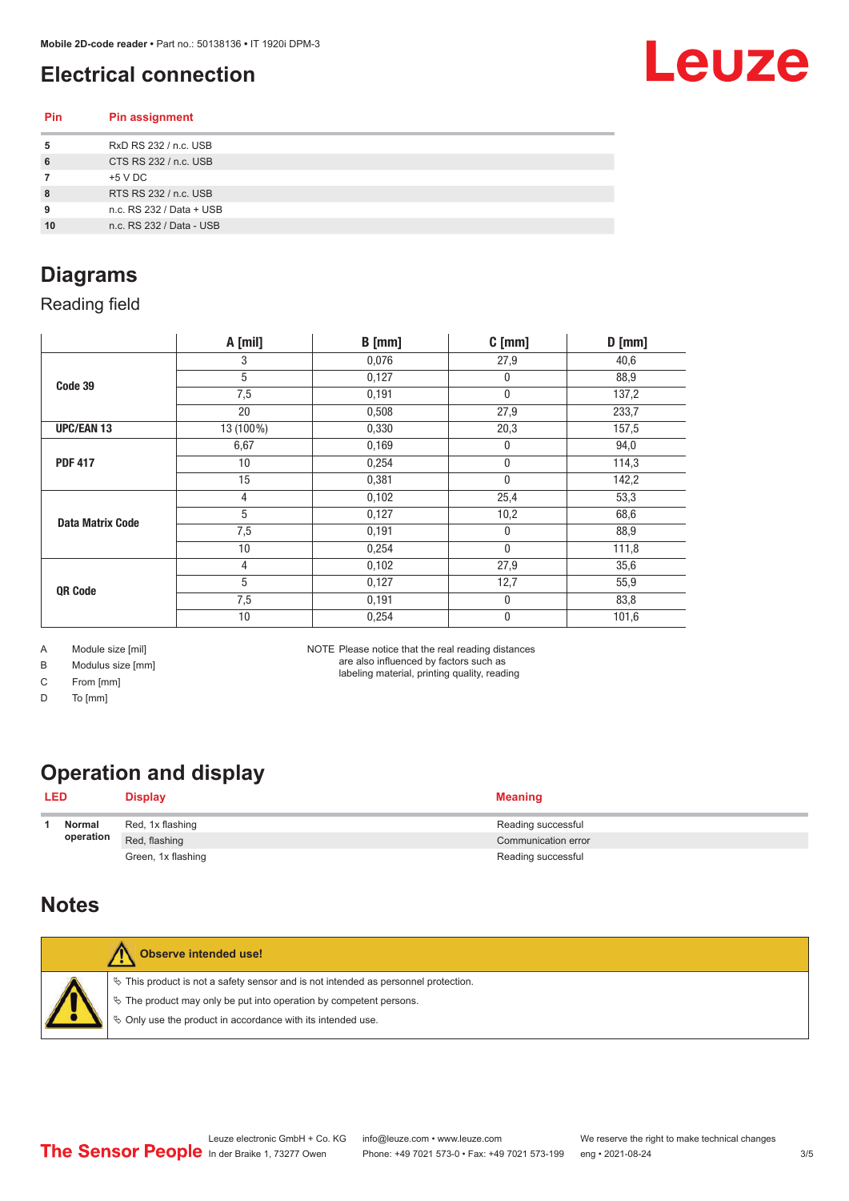## Electrical connection

| Pin | Pin assignment |
|---|---|
| 5 | RxD RS 232 / n.c. USB |
| 6 | CTS RS 232 / n.c. USB |
| 7 | +5 V DC |
| 8 | RTS RS 232 / n.c. USB |
| 9 | n.c. RS 232 / Data + USB |
| 10 | n.c. RS 232 / Data - USB |

## Diagrams

### Reading field

| | A [mil] | B [mm] | C [mm] | D [mm] |
|---|---|---|---|---|
| Code 39 | 3 | 0,076 | 27,9 | 40,6 |
| | 5 | 0,127 | 0 | 88,9 |
| | 7,5 | 0,191 | 0 | 137,2 |
| | 20 | 0,508 | 27,9 | 233,7 |
| UPC/EAN 13 | 13 (100%) | 0,330 | 20,3 | 157,5 |
| PDF 417 | 6,67 | 0,169 | 0 | 94,0 |
| | 10 | 0,254 | 0 | 114,3 |
| | 15 | 0,381 | 0 | 142,2 |
| Data Matrix Code | 4 | 0,102 | 25,4 | 53,3 |
| | 5 | 0,127 | 10,2 | 68,6 |
| | 7,5 | 0,191 | 0 | 88,9 |
| | 10 | 0,254 | 0 | 111,8 |
| QR Code | 4 | 0,102 | 27,9 | 35,6 |
| | 5 | 0,127 | 12,7 | 55,9 |
| | 7,5 | 0,191 | 0 | 83,8 |
| | 10 | 0,254 | 0 | 101,6 |

A Module size [mil]
B Modulus size [mm]
C From [mm]
D To [mm]

NOTE Please notice that the real reading distances are also influenced by factors such as labeling material, printing quality, reading

## Operation and display

| LED | | Display | Meaning |
|---|---|---|---|
| 1 | Normal operation | Red, 1x flashing | Reading successful |
| | | Red, flashing | Communication error |
| | | Green, 1x flashing | Reading successful |

## Notes

**Observe intended use!**

- This product is not a safety sensor and is not intended as personnel protection.
- The product may only be put into operation by competent persons.
- Only use the product in accordance with its intended use.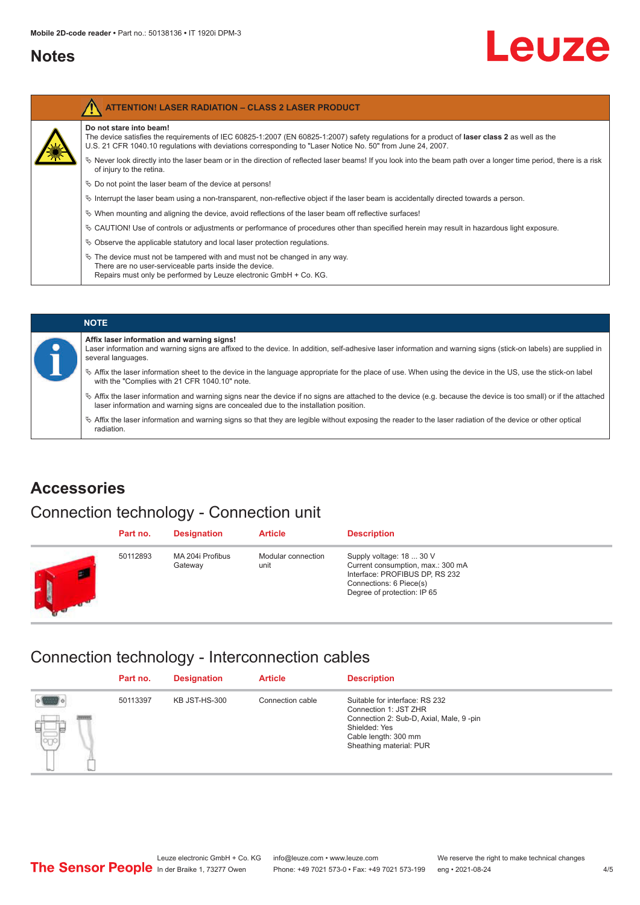## Notes

**ATTENTION! LASER RADIATION – CLASS 2 LASER PRODUCT**

**Do not stare into beam!**

The device satisfies the requirements of IEC 60825-1:2007 (EN 60825-1:2007) safety regulations for a product of **laser class 2** as well as the U.S. 21 CFR 1040.10 regulations with deviations corresponding to "Laser Notice No. 50" from June 24, 2007.

- Never look directly into the laser beam or in the direction of reflected laser beams! If you look into the beam path over a longer time period, there is a risk of injury to the retina.
- Do not point the laser beam of the device at persons!
- Interrupt the laser beam using a non-transparent, non-reflective object if the laser beam is accidentally directed towards a person.
- When mounting and aligning the device, avoid reflections of the laser beam off reflective surfaces!
- CAUTION! Use of controls or adjustments or performance of procedures other than specified herein may result in hazardous light exposure.
- Observe the applicable statutory and local laser protection regulations.
- The device must not be tampered with and must not be changed in any way.
  There are no user-serviceable parts inside the device.
  Repairs must only be performed by Leuze electronic GmbH + Co. KG.

**NOTE**

**Affix laser information and warning signs!**

Laser information and warning signs are affixed to the device. In addition, self-adhesive laser information and warning signs (stick-on labels) are supplied in several languages.

- Affix the laser information sheet to the device in the language appropriate for the place of use. When using the device in the US, use the stick-on label with the "Complies with 21 CFR 1040.10" note.
- Affix the laser information and warning signs near the device if no signs are attached to the device (e.g. because the device is too small) or if the attached laser information and warning signs are concealed due to the installation position.
- Affix the laser information and warning signs so that they are legible without exposing the reader to the laser radiation of the device or other optical radiation.

## Accessories

### Connection technology - Connection unit

| Part no. | Designation | Article | Description |
| --- | --- | --- | --- |
| 50112893 | MA 204i Profibus Gateway | Modular connection unit | Supply voltage: 18 ... 30 V<br>Current consumption, max.: 300 mA<br>Interface: PROFIBUS DP, RS 232<br>Connections: 6 Piece(s)<br>Degree of protection: IP 65 |

### Connection technology - Interconnection cables

| Part no. | Designation | Article | Description |
| --- | --- | --- | --- |
| 50113397 | KB JST-HS-300 | Connection cable | Suitable for interface: RS 232<br>Connection 1: JST ZHR<br>Connection 2: Sub-D, Axial, Male, 9 -pin<br>Shielded: Yes<br>Cable length: 300 mm<br>Sheathing material: PUR |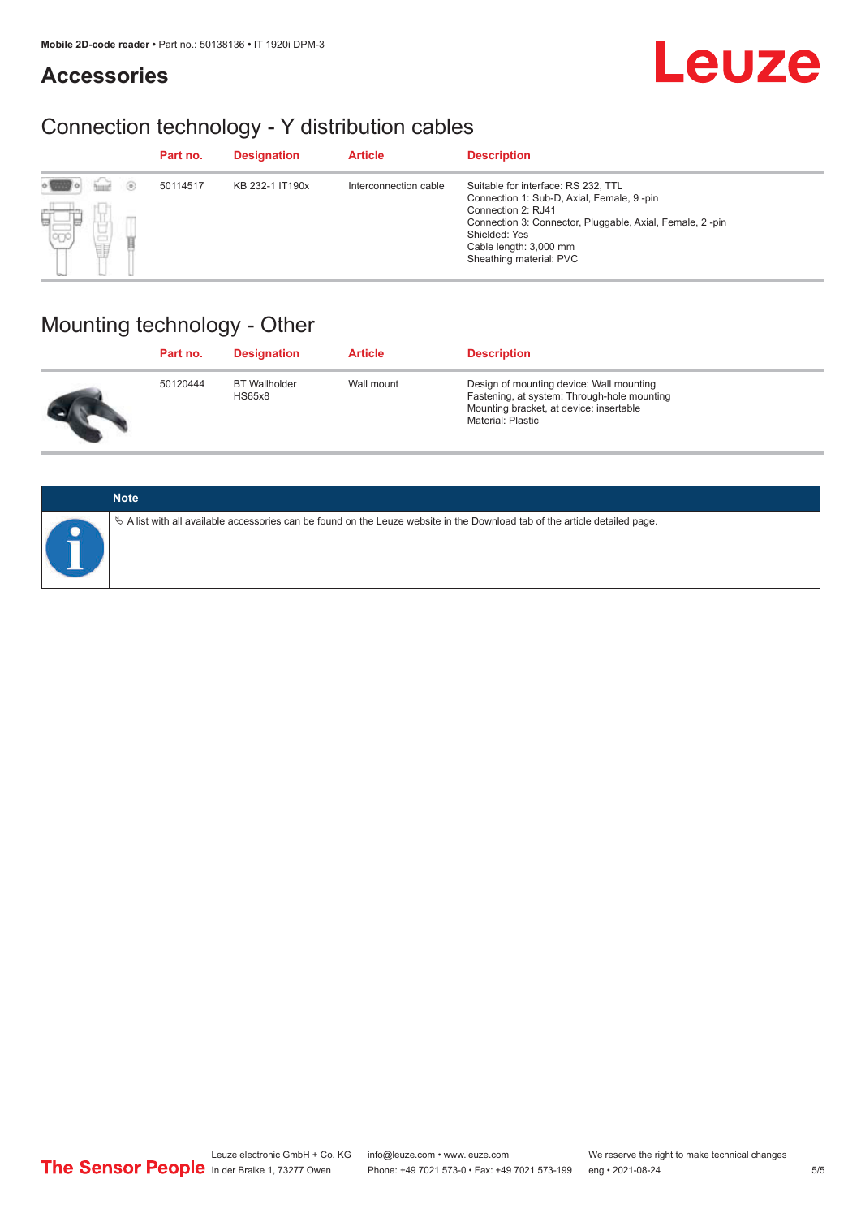## Accessories

# Connection technology - Y distribution cables

| | Part no. | Designation | Article | Description |
|---|---|---|---|---|
| | 50114517 | KB 232-1 IT190x | Interconnection cable | Suitable for interface: RS 232, TTL<br>Connection 1: Sub-D, Axial, Female, 9 -pin<br>Connection 2: RJ41<br>Connection 3: Connector, Pluggable, Axial, Female, 2 -pin<br>Shielded: Yes<br>Cable length: 3,000 mm<br>Sheathing material: PVC |

# Mounting technology - Other

| | Part no. | Designation | Article | Description |
|---|---|---|---|---|
| | 50120444 | BT Wallholder HS65x8 | Wall mount | Design of mounting device: Wall mounting<br>Fastening, at system: Through-hole mounting<br>Mounting bracket, at device: insertable<br>Material: Plastic |

**Note**

A list with all available accessories can be found on the Leuze website in the Download tab of the article detailed page.